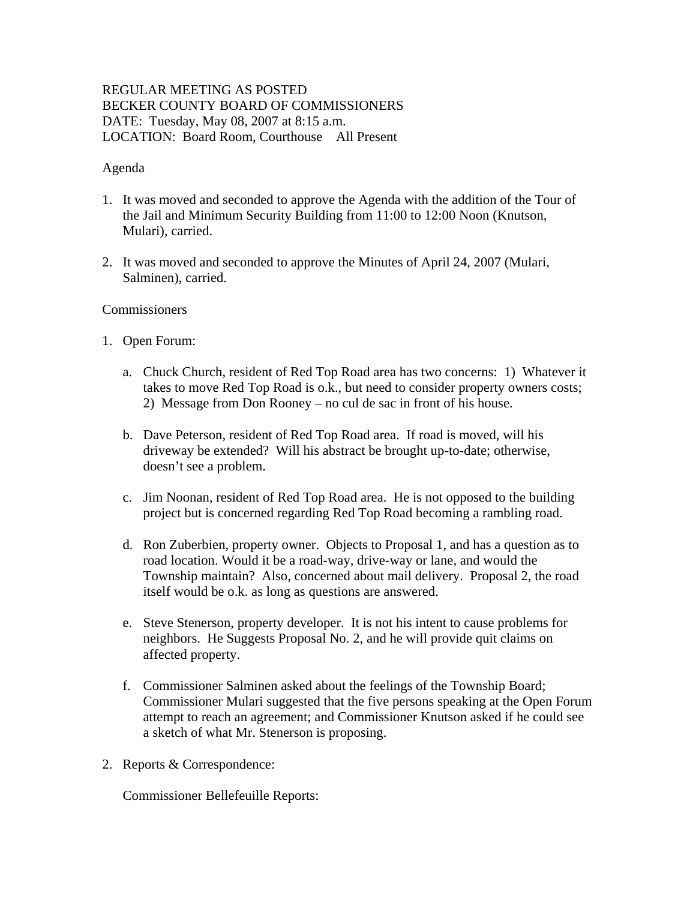REGULAR MEETING AS POSTED
BECKER COUNTY BOARD OF COMMISSIONERS
DATE: Tuesday, May 08, 2007 at 8:15 a.m.
LOCATION: Board Room, Courthouse All Present

Agenda

1. It was moved and seconded to approve the Agenda with the addition of the Tour of the Jail and Minimum Security Building from 11:00 to 12:00 Noon (Knutson, Mulari), carried.

2. It was moved and seconded to approve the Minutes of April 24, 2007 (Mulari, Salminen), carried.

Commissioners

1. Open Forum:

   a. Chuck Church, resident of Red Top Road area has two concerns: 1) Whatever it takes to move Red Top Road is o.k., but need to consider property owners costs; 2) Message from Don Rooney – no cul de sac in front of his house.

   b. Dave Peterson, resident of Red Top Road area. If road is moved, will his driveway be extended? Will his abstract be brought up-to-date; otherwise, doesn't see a problem.

   c. Jim Noonan, resident of Red Top Road area. He is not opposed to the building project but is concerned regarding Red Top Road becoming a rambling road.

   d. Ron Zuberbien, property owner. Objects to Proposal 1, and has a question as to road location. Would it be a road-way, drive-way or lane, and would the Township maintain? Also, concerned about mail delivery. Proposal 2, the road itself would be o.k. as long as questions are answered.

   e. Steve Stenerson, property developer. It is not his intent to cause problems for neighbors. He Suggests Proposal No. 2, and he will provide quit claims on affected property.

   f. Commissioner Salminen asked about the feelings of the Township Board; Commissioner Mulari suggested that the five persons speaking at the Open Forum attempt to reach an agreement; and Commissioner Knutson asked if he could see a sketch of what Mr. Stenerson is proposing.

2. Reports & Correspondence:

   Commissioner Bellefeuille Reports: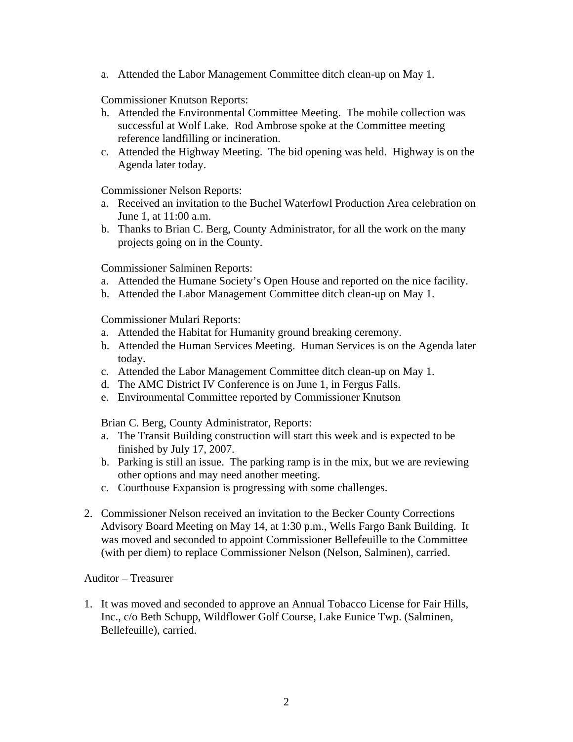a. Attended the Labor Management Committee ditch clean-up on May 1.

Commissioner Knutson Reports:

b. Attended the Environmental Committee Meeting. The mobile collection was successful at Wolf Lake. Rod Ambrose spoke at the Committee meeting reference landfilling or incineration.
c. Attended the Highway Meeting. The bid opening was held. Highway is on the Agenda later today.

Commissioner Nelson Reports:

a. Received an invitation to the Buchel Waterfowl Production Area celebration on June 1, at 11:00 a.m.
b. Thanks to Brian C. Berg, County Administrator, for all the work on the many projects going on in the County.

Commissioner Salminen Reports:

a. Attended the Humane Society's Open House and reported on the nice facility.
b. Attended the Labor Management Committee ditch clean-up on May 1.

Commissioner Mulari Reports:

a. Attended the Habitat for Humanity ground breaking ceremony.
b. Attended the Human Services Meeting. Human Services is on the Agenda later today.
c. Attended the Labor Management Committee ditch clean-up on May 1.
d. The AMC District IV Conference is on June 1, in Fergus Falls.
e. Environmental Committee reported by Commissioner Knutson

Brian C. Berg, County Administrator, Reports:

a. The Transit Building construction will start this week and is expected to be finished by July 17, 2007.
b. Parking is still an issue. The parking ramp is in the mix, but we are reviewing other options and may need another meeting.
c. Courthouse Expansion is progressing with some challenges.

2. Commissioner Nelson received an invitation to the Becker County Corrections Advisory Board Meeting on May 14, at 1:30 p.m., Wells Fargo Bank Building. It was moved and seconded to appoint Commissioner Bellefeuille to the Committee (with per diem) to replace Commissioner Nelson (Nelson, Salminen), carried.

Auditor – Treasurer

1. It was moved and seconded to approve an Annual Tobacco License for Fair Hills, Inc., c/o Beth Schupp, Wildflower Golf Course, Lake Eunice Twp. (Salminen, Bellefeuille), carried.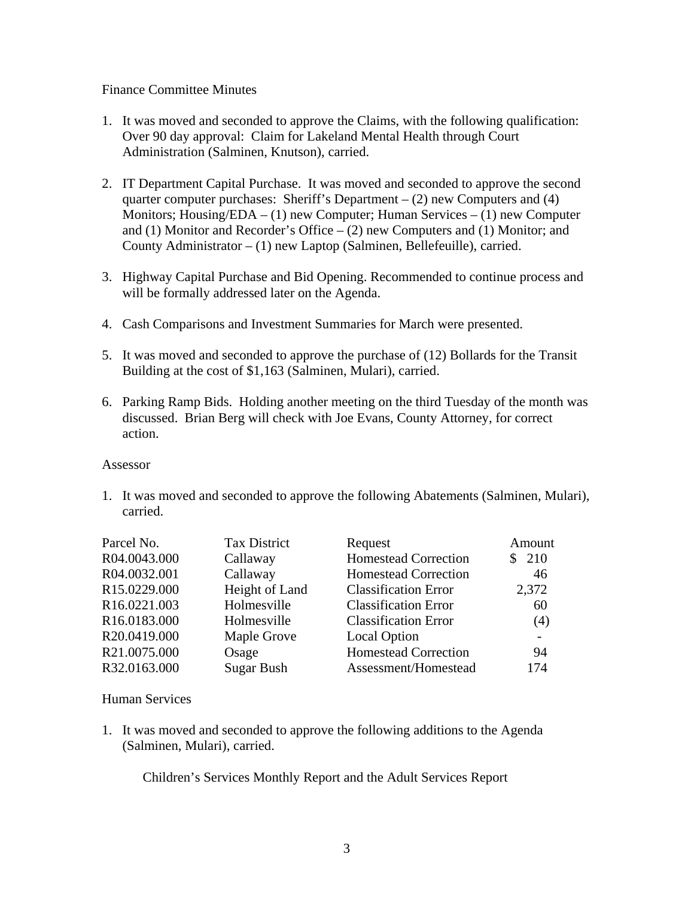Finance Committee Minutes

1. It was moved and seconded to approve the Claims, with the following qualification: Over 90 day approval: Claim for Lakeland Mental Health through Court Administration (Salminen, Knutson), carried.

2. IT Department Capital Purchase. It was moved and seconded to approve the second quarter computer purchases: Sheriff's Department – (2) new Computers and (4) Monitors; Housing/EDA – (1) new Computer; Human Services – (1) new Computer and (1) Monitor and Recorder's Office – (2) new Computers and (1) Monitor; and County Administrator – (1) new Laptop (Salminen, Bellefeuille), carried.

3. Highway Capital Purchase and Bid Opening. Recommended to continue process and will be formally addressed later on the Agenda.

4. Cash Comparisons and Investment Summaries for March were presented.

5. It was moved and seconded to approve the purchase of (12) Bollards for the Transit Building at the cost of $1,163 (Salminen, Mulari), carried.

6. Parking Ramp Bids. Holding another meeting on the third Tuesday of the month was discussed. Brian Berg will check with Joe Evans, County Attorney, for correct action.

Assessor

1. It was moved and seconded to approve the following Abatements (Salminen, Mulari), carried.

| Parcel No. | Tax District | Request | Amount |
|---|---|---|---|
| R04.0043.000 | Callaway | Homestead Correction | $ 210 |
| R04.0032.001 | Callaway | Homestead Correction | 46 |
| R15.0229.000 | Height of Land | Classification Error | 2,372 |
| R16.0221.003 | Holmesville | Classification Error | 60 |
| R16.0183.000 | Holmesville | Classification Error | (4) |
| R20.0419.000 | Maple Grove | Local Option | - |
| R21.0075.000 | Osage | Homestead Correction | 94 |
| R32.0163.000 | Sugar Bush | Assessment/Homestead | 174 |

Human Services

1. It was moved and seconded to approve the following additions to the Agenda (Salminen, Mulari), carried.

   Children's Services Monthly Report and the Adult Services Report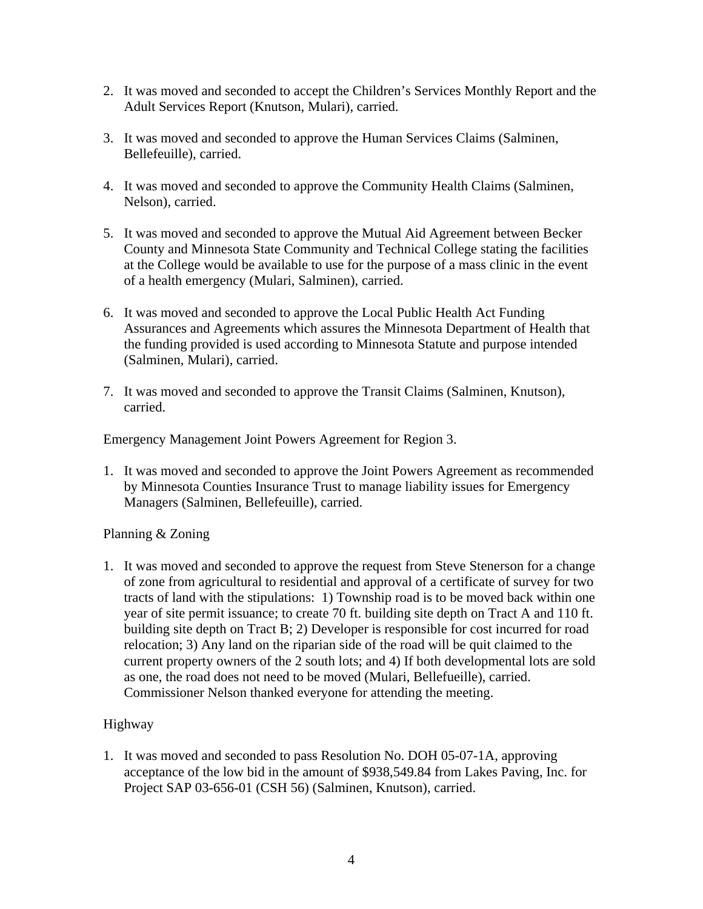2. It was moved and seconded to accept the Children's Services Monthly Report and the Adult Services Report (Knutson, Mulari), carried.

3. It was moved and seconded to approve the Human Services Claims (Salminen, Bellefeuille), carried.

4. It was moved and seconded to approve the Community Health Claims (Salminen, Nelson), carried.

5. It was moved and seconded to approve the Mutual Aid Agreement between Becker County and Minnesota State Community and Technical College stating the facilities at the College would be available to use for the purpose of a mass clinic in the event of a health emergency (Mulari, Salminen), carried.

6. It was moved and seconded to approve the Local Public Health Act Funding Assurances and Agreements which assures the Minnesota Department of Health that the funding provided is used according to Minnesota Statute and purpose intended (Salminen, Mulari), carried.

7. It was moved and seconded to approve the Transit Claims (Salminen, Knutson), carried.

Emergency Management Joint Powers Agreement for Region 3.

1. It was moved and seconded to approve the Joint Powers Agreement as recommended by Minnesota Counties Insurance Trust to manage liability issues for Emergency Managers (Salminen, Bellefeuille), carried.

Planning & Zoning

1. It was moved and seconded to approve the request from Steve Stenerson for a change of zone from agricultural to residential and approval of a certificate of survey for two tracts of land with the stipulations: 1) Township road is to be moved back within one year of site permit issuance; to create 70 ft. building site depth on Tract A and 110 ft. building site depth on Tract B; 2) Developer is responsible for cost incurred for road relocation; 3) Any land on the riparian side of the road will be quit claimed to the current property owners of the 2 south lots; and 4) If both developmental lots are sold as one, the road does not need to be moved (Mulari, Bellefueille), carried. Commissioner Nelson thanked everyone for attending the meeting.

Highway

1. It was moved and seconded to pass Resolution No. DOH 05-07-1A, approving acceptance of the low bid in the amount of $938,549.84 from Lakes Paving, Inc. for Project SAP 03-656-01 (CSH 56) (Salminen, Knutson), carried.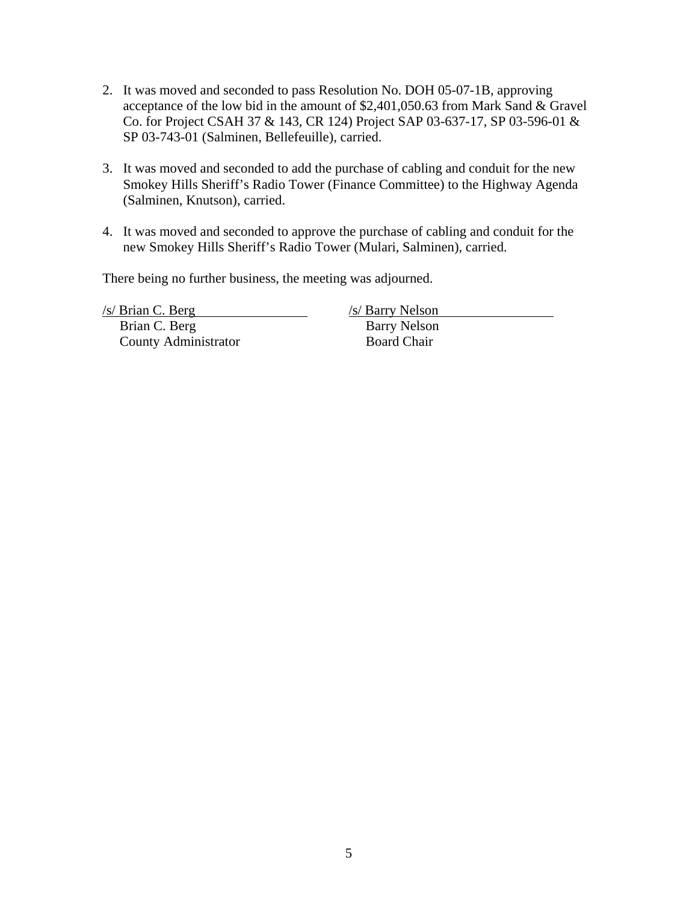2. It was moved and seconded to pass Resolution No. DOH 05-07-1B, approving acceptance of the low bid in the amount of $2,401,050.63 from Mark Sand & Gravel Co. for Project CSAH 37 & 143, CR 124) Project SAP 03-637-17, SP 03-596-01 & SP 03-743-01 (Salminen, Bellefeuille), carried.

3. It was moved and seconded to add the purchase of cabling and conduit for the new Smokey Hills Sheriff's Radio Tower (Finance Committee) to the Highway Agenda (Salminen, Knutson), carried.

4. It was moved and seconded to approve the purchase of cabling and conduit for the new Smokey Hills Sheriff's Radio Tower (Mulari, Salminen), carried.

There being no further business, the meeting was adjourned.

| | |
|---|---|
| /s/ Brian C. Berg | /s/ Barry Nelson |
| Brian C. Berg | Barry Nelson |
| County Administrator | Board Chair |